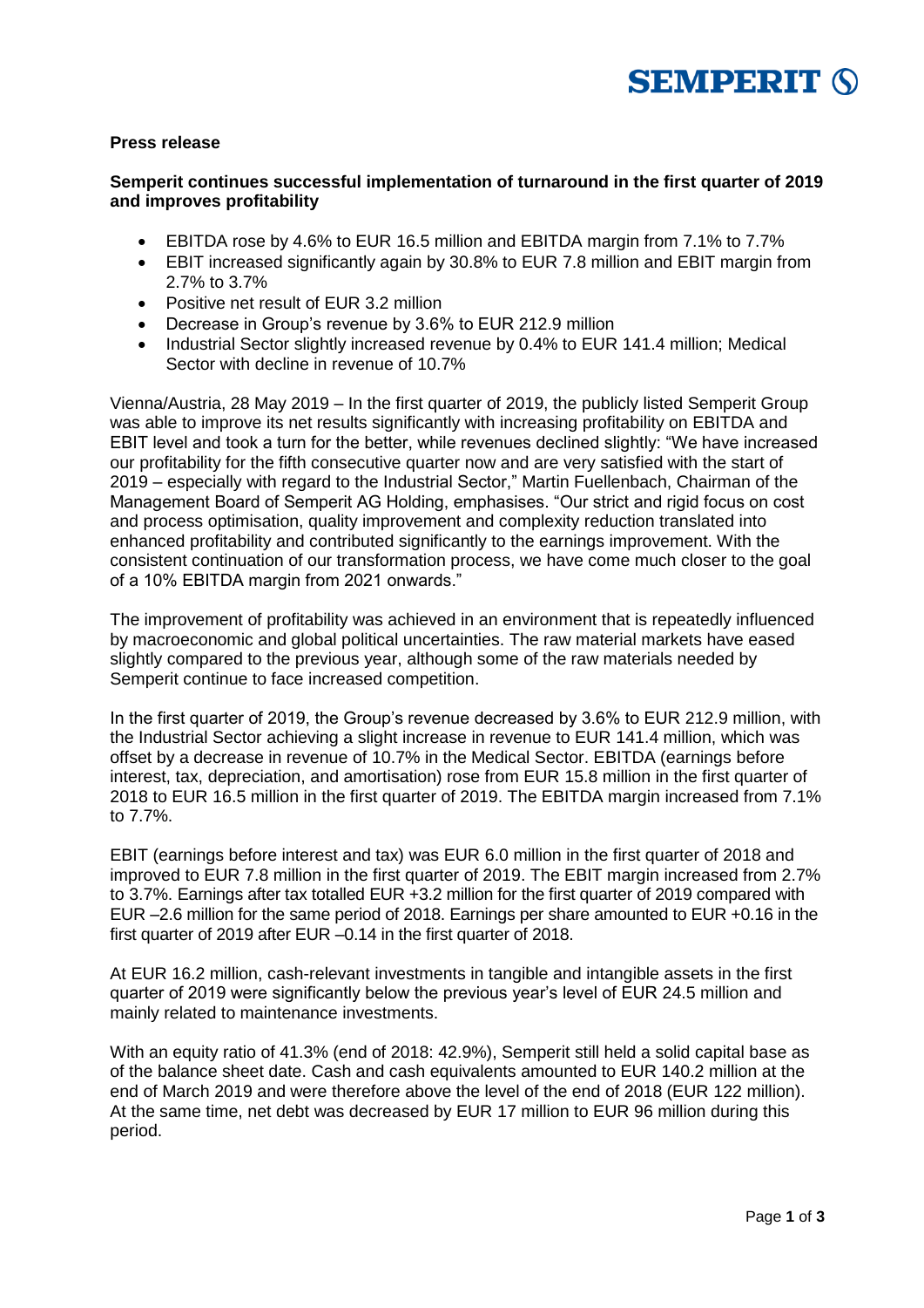SEMPERIT

**Press release**

**Semperit continues successful implementation of turnaround in the first quarter of 2019 and improves profitability**

- EBITDA rose by 4.6% to EUR 16.5 million and EBITDA margin from 7.1% to 7.7%
- EBIT increased significantly again by 30.8% to EUR 7.8 million and EBIT margin from 2.7% to 3.7%
- Positive net result of EUR 3.2 million
- Decrease in Group's revenue by 3.6% to EUR 212.9 million
- Industrial Sector slightly increased revenue by 0.4% to EUR 141.4 million; Medical Sector with decline in revenue of 10.7%

Vienna/Austria, 28 May 2019 – In the first quarter of 2019, the publicly listed Semperit Group was able to improve its net results significantly with increasing profitability on EBITDA and EBIT level and took a turn for the better, while revenues declined slightly: "We have increased our profitability for the fifth consecutive quarter now and are very satisfied with the start of 2019 – especially with regard to the Industrial Sector," Martin Fuellenbach, Chairman of the Management Board of Semperit AG Holding, emphasises. "Our strict and rigid focus on cost and process optimisation, quality improvement and complexity reduction translated into enhanced profitability and contributed significantly to the earnings improvement. With the consistent continuation of our transformation process, we have come much closer to the goal of a 10% EBITDA margin from 2021 onwards."

The improvement of profitability was achieved in an environment that is repeatedly influenced by macroeconomic and global political uncertainties. The raw material markets have eased slightly compared to the previous year, although some of the raw materials needed by Semperit continue to face increased competition.

In the first quarter of 2019, the Group's revenue decreased by 3.6% to EUR 212.9 million, with the Industrial Sector achieving a slight increase in revenue to EUR 141.4 million, which was offset by a decrease in revenue of 10.7% in the Medical Sector. EBITDA (earnings before interest, tax, depreciation, and amortisation) rose from EUR 15.8 million in the first quarter of 2018 to EUR 16.5 million in the first quarter of 2019. The EBITDA margin increased from 7.1% to 7.7%.

EBIT (earnings before interest and tax) was EUR 6.0 million in the first quarter of 2018 and improved to EUR 7.8 million in the first quarter of 2019. The EBIT margin increased from 2.7% to 3.7%. Earnings after tax totalled EUR +3.2 million for the first quarter of 2019 compared with EUR –2.6 million for the same period of 2018. Earnings per share amounted to EUR +0.16 in the first quarter of 2019 after EUR –0.14 in the first quarter of 2018.

At EUR 16.2 million, cash-relevant investments in tangible and intangible assets in the first quarter of 2019 were significantly below the previous year's level of EUR 24.5 million and mainly related to maintenance investments.

With an equity ratio of 41.3% (end of 2018: 42.9%), Semperit still held a solid capital base as of the balance sheet date. Cash and cash equivalents amounted to EUR 140.2 million at the end of March 2019 and were therefore above the level of the end of 2018 (EUR 122 million). At the same time, net debt was decreased by EUR 17 million to EUR 96 million during this period.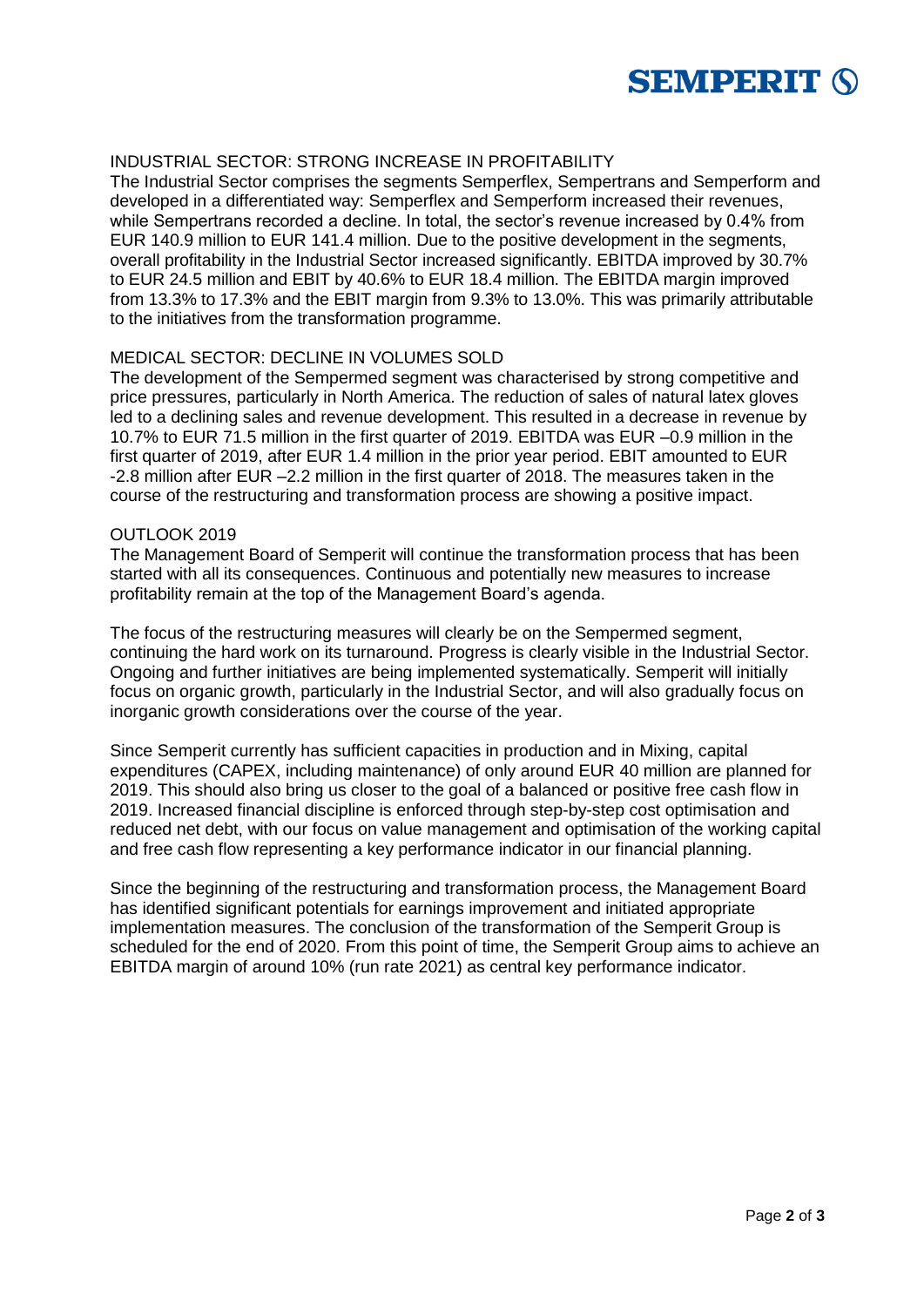## INDUSTRIAL SECTOR: STRONG INCREASE IN PROFITABILITY

The Industrial Sector comprises the segments Semperflex, Sempertrans and Semperform and developed in a differentiated way: Semperflex and Semperform increased their revenues, while Sempertrans recorded a decline. In total, the sector's revenue increased by 0.4% from EUR 140.9 million to EUR 141.4 million. Due to the positive development in the segments, overall profitability in the Industrial Sector increased significantly. EBITDA improved by 30.7% to EUR 24.5 million and EBIT by 40.6% to EUR 18.4 million. The EBITDA margin improved from 13.3% to 17.3% and the EBIT margin from 9.3% to 13.0%. This was primarily attributable to the initiatives from the transformation programme.

## MEDICAL SECTOR: DECLINE IN VOLUMES SOLD

The development of the Sempermed segment was characterised by strong competitive and price pressures, particularly in North America. The reduction of sales of natural latex gloves led to a declining sales and revenue development. This resulted in a decrease in revenue by 10.7% to EUR 71.5 million in the first quarter of 2019. EBITDA was EUR –0.9 million in the first quarter of 2019, after EUR 1.4 million in the prior year period. EBIT amounted to EUR -2.8 million after EUR –2.2 million in the first quarter of 2018. The measures taken in the course of the restructuring and transformation process are showing a positive impact.

## OUTLOOK 2019

The Management Board of Semperit will continue the transformation process that has been started with all its consequences. Continuous and potentially new measures to increase profitability remain at the top of the Management Board's agenda.

The focus of the restructuring measures will clearly be on the Sempermed segment, continuing the hard work on its turnaround. Progress is clearly visible in the Industrial Sector. Ongoing and further initiatives are being implemented systematically. Semperit will initially focus on organic growth, particularly in the Industrial Sector, and will also gradually focus on inorganic growth considerations over the course of the year.

Since Semperit currently has sufficient capacities in production and in Mixing, capital expenditures (CAPEX, including maintenance) of only around EUR 40 million are planned for 2019. This should also bring us closer to the goal of a balanced or positive free cash flow in 2019. Increased financial discipline is enforced through step-by-step cost optimisation and reduced net debt, with our focus on value management and optimisation of the working capital and free cash flow representing a key performance indicator in our financial planning.

Since the beginning of the restructuring and transformation process, the Management Board has identified significant potentials for earnings improvement and initiated appropriate implementation measures. The conclusion of the transformation of the Semperit Group is scheduled for the end of 2020. From this point of time, the Semperit Group aims to achieve an EBITDA margin of around 10% (run rate 2021) as central key performance indicator.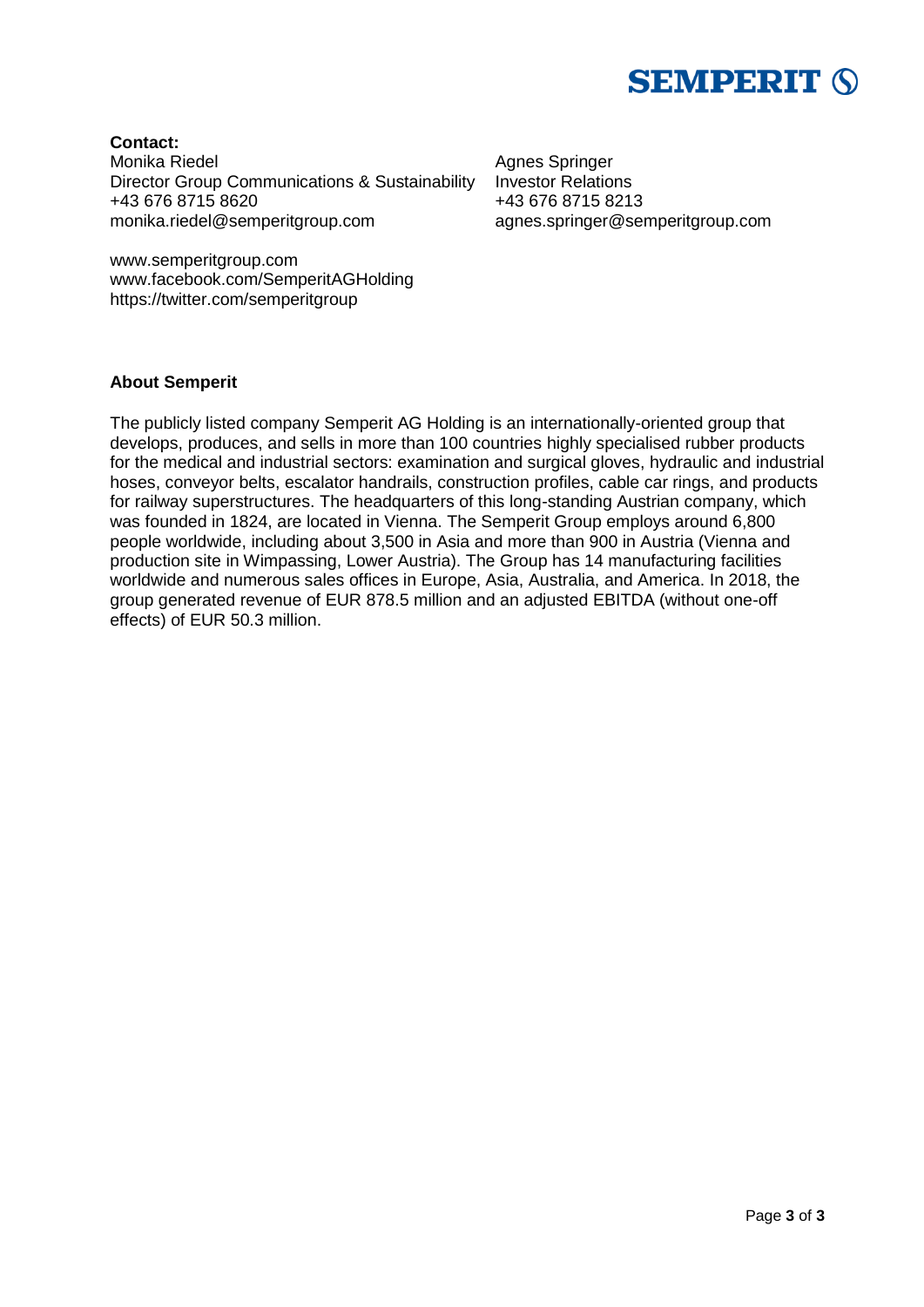**Contact:**

Monika Riedel
Director Group Communications & Sustainability
+43 676 8715 8620
monika.riedel@semperitgroup.com

Agnes Springer
Investor Relations
+43 676 8715 8213
agnes.springer@semperitgroup.com

www.semperitgroup.com
www.facebook.com/SemperitAGHolding
https://twitter.com/semperitgroup

**About Semperit**

The publicly listed company Semperit AG Holding is an internationally-oriented group that develops, produces, and sells in more than 100 countries highly specialised rubber products for the medical and industrial sectors: examination and surgical gloves, hydraulic and industrial hoses, conveyor belts, escalator handrails, construction profiles, cable car rings, and products for railway superstructures. The headquarters of this long-standing Austrian company, which was founded in 1824, are located in Vienna. The Semperit Group employs around 6,800 people worldwide, including about 3,500 in Asia and more than 900 in Austria (Vienna and production site in Wimpassing, Lower Austria). The Group has 14 manufacturing facilities worldwide and numerous sales offices in Europe, Asia, Australia, and America. In 2018, the group generated revenue of EUR 878.5 million and an adjusted EBITDA (without one-off effects) of EUR 50.3 million.